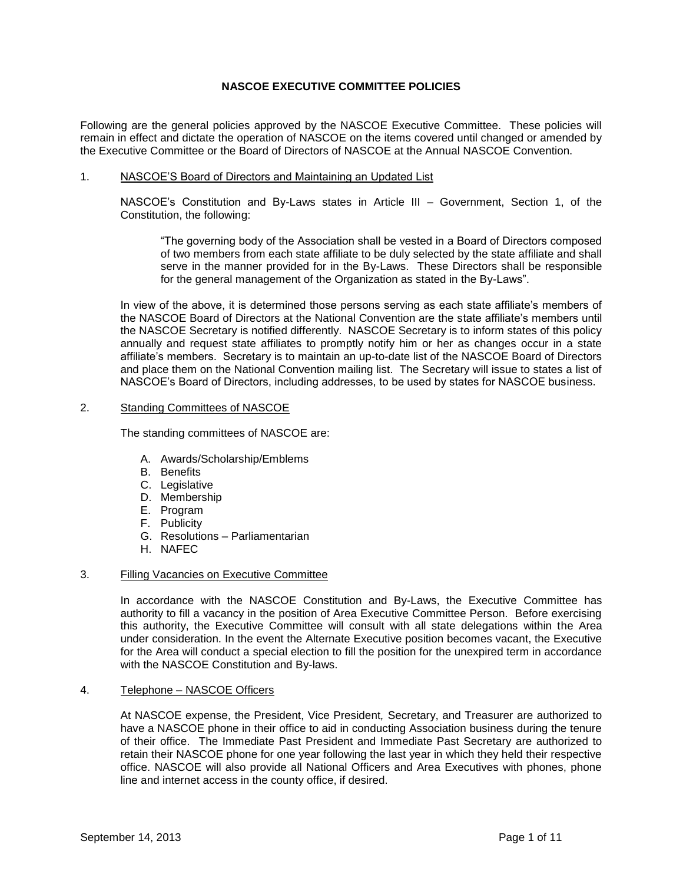# NASCOE EXECUTIVE COMMITTEE POLICIES

Following are the general policies approved by the NASCOE Executive Committee. These policies will remain in effect and dictate the operation of NASCOE on the items covered until changed or amended by the Executive Committee or the Board of Directors of NASCOE at the Annual NASCOE Convention.

## 1. NASCOE'S Board of Directors and Maintaining an Updated List

NASCOE's Constitution and By-Laws states in Article III – Government, Section 1, of the Constitution, the following:

> "The governing body of the Association shall be vested in a Board of Directors composed of two members from each state affiliate to be duly selected by the state affiliate and shall serve in the manner provided for in the By-Laws. These Directors shall be responsible for the general management of the Organization as stated in the By-Laws".

In view of the above, it is determined those persons serving as each state affiliate's members of the NASCOE Board of Directors at the National Convention are the state affiliate's members until the NASCOE Secretary is notified differently. NASCOE Secretary is to inform states of this policy annually and request state affiliates to promptly notify him or her as changes occur in a state affiliate's members. Secretary is to maintain an up-to-date list of the NASCOE Board of Directors and place them on the National Convention mailing list. The Secretary will issue to states a list of NASCOE's Board of Directors, including addresses, to be used by states for NASCOE business.

## 2. Standing Committees of NASCOE

The standing committees of NASCOE are:

A. Awards/Scholarship/Emblems
B. Benefits
C. Legislative
D. Membership
E. Program
F. Publicity
G. Resolutions – Parliamentarian
H. NAFEC

## 3. Filling Vacancies on Executive Committee

In accordance with the NASCOE Constitution and By-Laws, the Executive Committee has authority to fill a vacancy in the position of Area Executive Committee Person. Before exercising this authority, the Executive Committee will consult with all state delegations within the Area under consideration. In the event the Alternate Executive position becomes vacant, the Executive for the Area will conduct a special election to fill the position for the unexpired term in accordance with the NASCOE Constitution and By-laws.

## 4. Telephone – NASCOE Officers

At NASCOE expense, the President, Vice President, Secretary, and Treasurer are authorized to have a NASCOE phone in their office to aid in conducting Association business during the tenure of their office. The Immediate Past President and Immediate Past Secretary are authorized to retain their NASCOE phone for one year following the last year in which they held their respective office. NASCOE will also provide all National Officers and Area Executives with phones, phone line and internet access in the county office, if desired.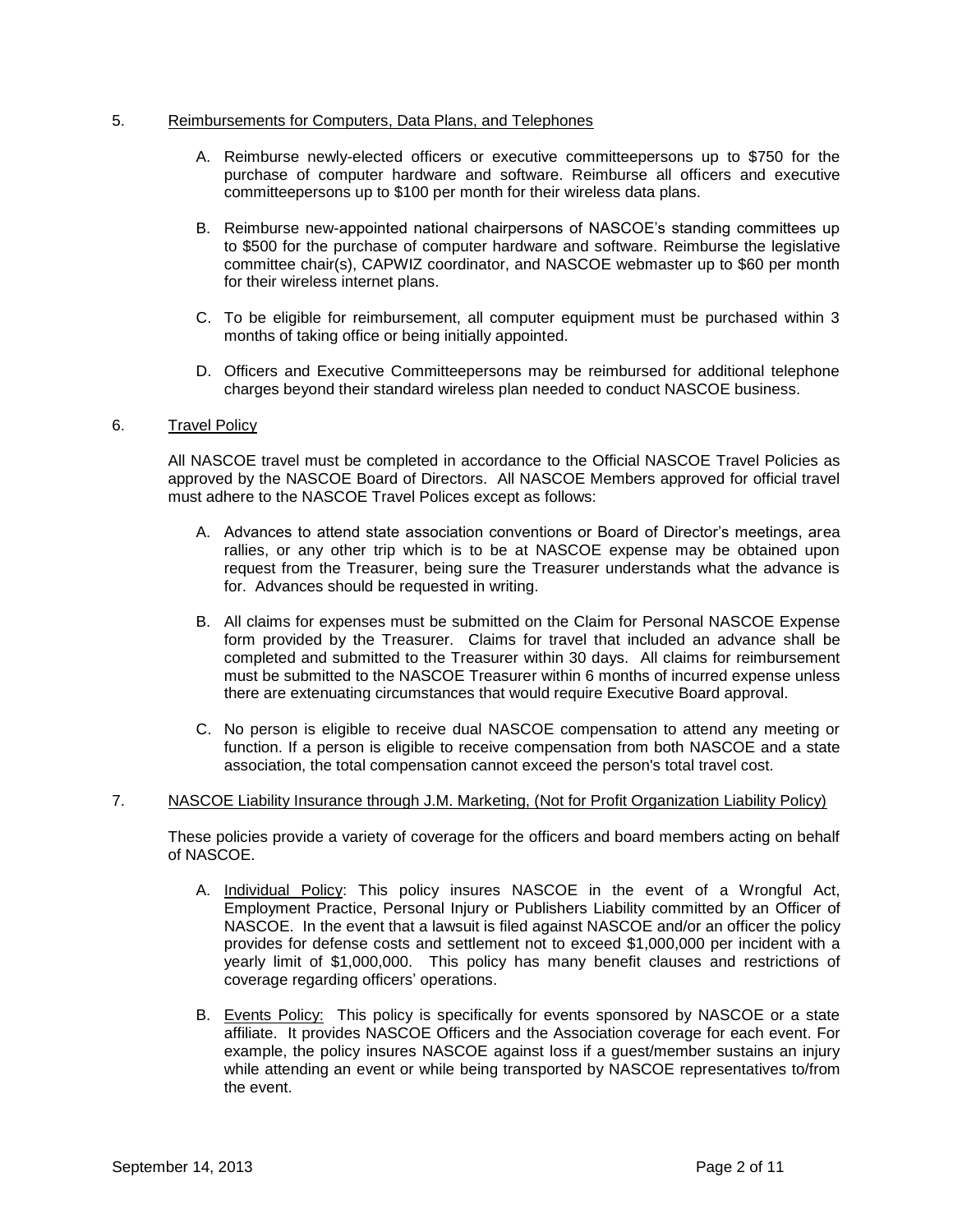5. Reimbursements for Computers, Data Plans, and Telephones

   A. Reimburse newly-elected officers or executive committeepersons up to $750 for the purchase of computer hardware and software. Reimburse all officers and executive committeepersons up to $100 per month for their wireless data plans.

   B. Reimburse new-appointed national chairpersons of NASCOE's standing committees up to $500 for the purchase of computer hardware and software. Reimburse the legislative committee chair(s), CAPWIZ coordinator, and NASCOE webmaster up to $60 per month for their wireless internet plans.

   C. To be eligible for reimbursement, all computer equipment must be purchased within 3 months of taking office or being initially appointed.

   D. Officers and Executive Committeepersons may be reimbursed for additional telephone charges beyond their standard wireless plan needed to conduct NASCOE business.

6. Travel Policy

   All NASCOE travel must be completed in accordance to the Official NASCOE Travel Policies as approved by the NASCOE Board of Directors. All NASCOE Members approved for official travel must adhere to the NASCOE Travel Polices except as follows:

   A. Advances to attend state association conventions or Board of Director's meetings, area rallies, or any other trip which is to be at NASCOE expense may be obtained upon request from the Treasurer, being sure the Treasurer understands what the advance is for. Advances should be requested in writing.

   B. All claims for expenses must be submitted on the Claim for Personal NASCOE Expense form provided by the Treasurer. Claims for travel that included an advance shall be completed and submitted to the Treasurer within 30 days. All claims for reimbursement must be submitted to the NASCOE Treasurer within 6 months of incurred expense unless there are extenuating circumstances that would require Executive Board approval.

   C. No person is eligible to receive dual NASCOE compensation to attend any meeting or function. If a person is eligible to receive compensation from both NASCOE and a state association, the total compensation cannot exceed the person's total travel cost.

7. NASCOE Liability Insurance through J.M. Marketing, (Not for Profit Organization Liability Policy)

   These policies provide a variety of coverage for the officers and board members acting on behalf of NASCOE.

   A. Individual Policy: This policy insures NASCOE in the event of a Wrongful Act, Employment Practice, Personal Injury or Publishers Liability committed by an Officer of NASCOE. In the event that a lawsuit is filed against NASCOE and/or an officer the policy provides for defense costs and settlement not to exceed $1,000,000 per incident with a yearly limit of $1,000,000. This policy has many benefit clauses and restrictions of coverage regarding officers' operations.

   B. Events Policy: This policy is specifically for events sponsored by NASCOE or a state affiliate. It provides NASCOE Officers and the Association coverage for each event. For example, the policy insures NASCOE against loss if a guest/member sustains an injury while attending an event or while being transported by NASCOE representatives to/from the event.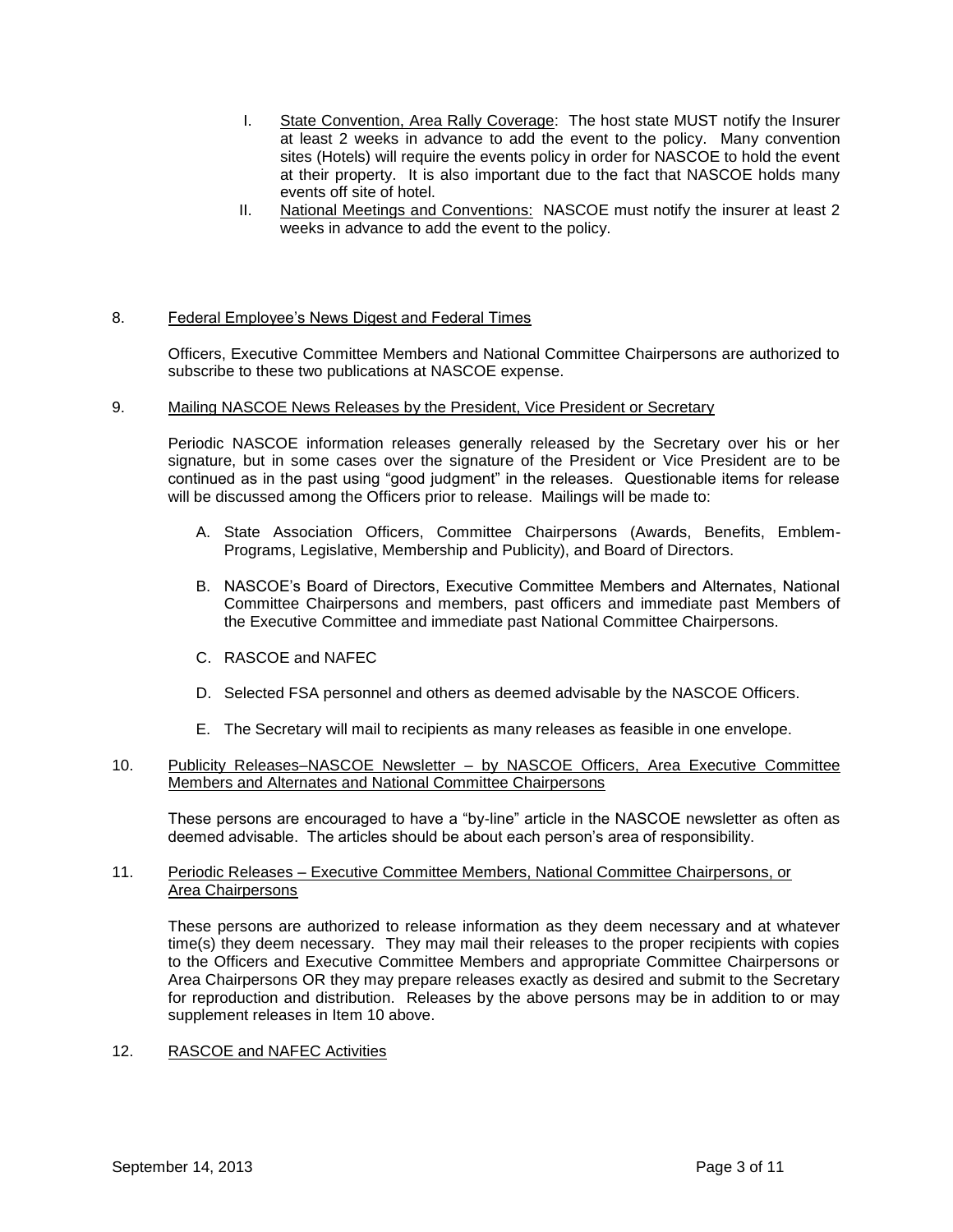I. State Convention, Area Rally Coverage: The host state MUST notify the Insurer at least 2 weeks in advance to add the event to the policy. Many convention sites (Hotels) will require the events policy in order for NASCOE to hold the event at their property. It is also important due to the fact that NASCOE holds many events off site of hotel.

II. National Meetings and Conventions: NASCOE must notify the insurer at least 2 weeks in advance to add the event to the policy.

8. Federal Employee's News Digest and Federal Times

Officers, Executive Committee Members and National Committee Chairpersons are authorized to subscribe to these two publications at NASCOE expense.

9. Mailing NASCOE News Releases by the President, Vice President or Secretary

Periodic NASCOE information releases generally released by the Secretary over his or her signature, but in some cases over the signature of the President or Vice President are to be continued as in the past using "good judgment" in the releases. Questionable items for release will be discussed among the Officers prior to release. Mailings will be made to:

A. State Association Officers, Committee Chairpersons (Awards, Benefits, Emblem-Programs, Legislative, Membership and Publicity), and Board of Directors.

B. NASCOE's Board of Directors, Executive Committee Members and Alternates, National Committee Chairpersons and members, past officers and immediate past Members of the Executive Committee and immediate past National Committee Chairpersons.

C. RASCOE and NAFEC

D. Selected FSA personnel and others as deemed advisable by the NASCOE Officers.

E. The Secretary will mail to recipients as many releases as feasible in one envelope.

10. Publicity Releases–NASCOE Newsletter – by NASCOE Officers, Area Executive Committee Members and Alternates and National Committee Chairpersons

These persons are encouraged to have a "by-line" article in the NASCOE newsletter as often as deemed advisable. The articles should be about each person's area of responsibility.

11. Periodic Releases – Executive Committee Members, National Committee Chairpersons, or Area Chairpersons

These persons are authorized to release information as they deem necessary and at whatever time(s) they deem necessary. They may mail their releases to the proper recipients with copies to the Officers and Executive Committee Members and appropriate Committee Chairpersons or Area Chairpersons OR they may prepare releases exactly as desired and submit to the Secretary for reproduction and distribution. Releases by the above persons may be in addition to or may supplement releases in Item 10 above.

12. RASCOE and NAFEC Activities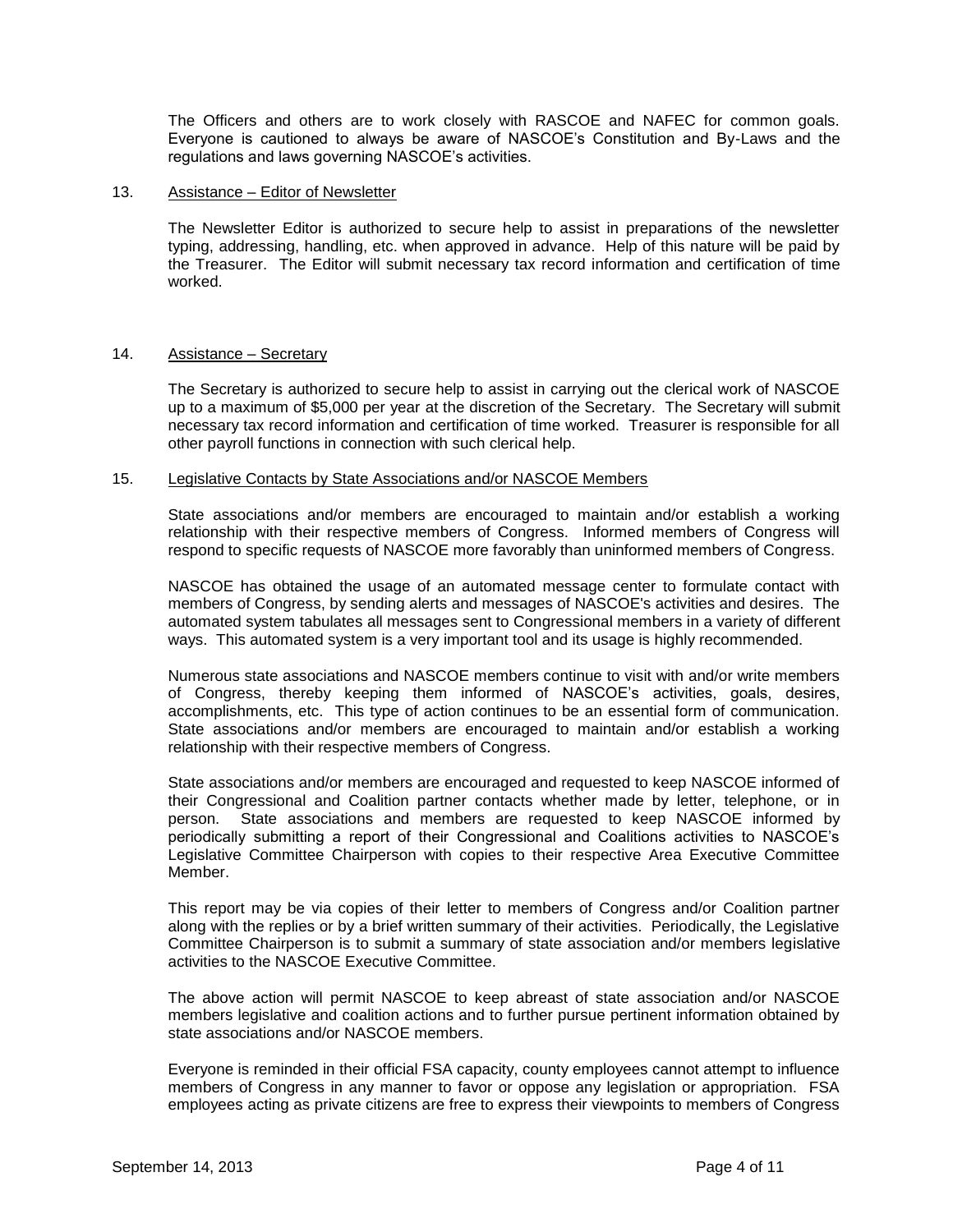The Officers and others are to work closely with RASCOE and NAFEC for common goals. Everyone is cautioned to always be aware of NASCOE's Constitution and By-Laws and the regulations and laws governing NASCOE's activities.

13. <u>Assistance – Editor of Newsletter</u>

The Newsletter Editor is authorized to secure help to assist in preparations of the newsletter typing, addressing, handling, etc. when approved in advance. Help of this nature will be paid by the Treasurer. The Editor will submit necessary tax record information and certification of time worked.

14. <u>Assistance – Secretary</u>

The Secretary is authorized to secure help to assist in carrying out the clerical work of NASCOE up to a maximum of $5,000 per year at the discretion of the Secretary. The Secretary will submit necessary tax record information and certification of time worked. Treasurer is responsible for all other payroll functions in connection with such clerical help.

15. <u>Legislative Contacts by State Associations and/or NASCOE Members</u>

State associations and/or members are encouraged to maintain and/or establish a working relationship with their respective members of Congress. Informed members of Congress will respond to specific requests of NASCOE more favorably than uninformed members of Congress.

NASCOE has obtained the usage of an automated message center to formulate contact with members of Congress, by sending alerts and messages of NASCOE's activities and desires. The automated system tabulates all messages sent to Congressional members in a variety of different ways. This automated system is a very important tool and its usage is highly recommended.

Numerous state associations and NASCOE members continue to visit with and/or write members of Congress, thereby keeping them informed of NASCOE's activities, goals, desires, accomplishments, etc. This type of action continues to be an essential form of communication. State associations and/or members are encouraged to maintain and/or establish a working relationship with their respective members of Congress.

State associations and/or members are encouraged and requested to keep NASCOE informed of their Congressional and Coalition partner contacts whether made by letter, telephone, or in person. State associations and members are requested to keep NASCOE informed by periodically submitting a report of their Congressional and Coalitions activities to NASCOE's Legislative Committee Chairperson with copies to their respective Area Executive Committee Member.

This report may be via copies of their letter to members of Congress and/or Coalition partner along with the replies or by a brief written summary of their activities. Periodically, the Legislative Committee Chairperson is to submit a summary of state association and/or members legislative activities to the NASCOE Executive Committee.

The above action will permit NASCOE to keep abreast of state association and/or NASCOE members legislative and coalition actions and to further pursue pertinent information obtained by state associations and/or NASCOE members.

Everyone is reminded in their official FSA capacity, county employees cannot attempt to influence members of Congress in any manner to favor or oppose any legislation or appropriation. FSA employees acting as private citizens are free to express their viewpoints to members of Congress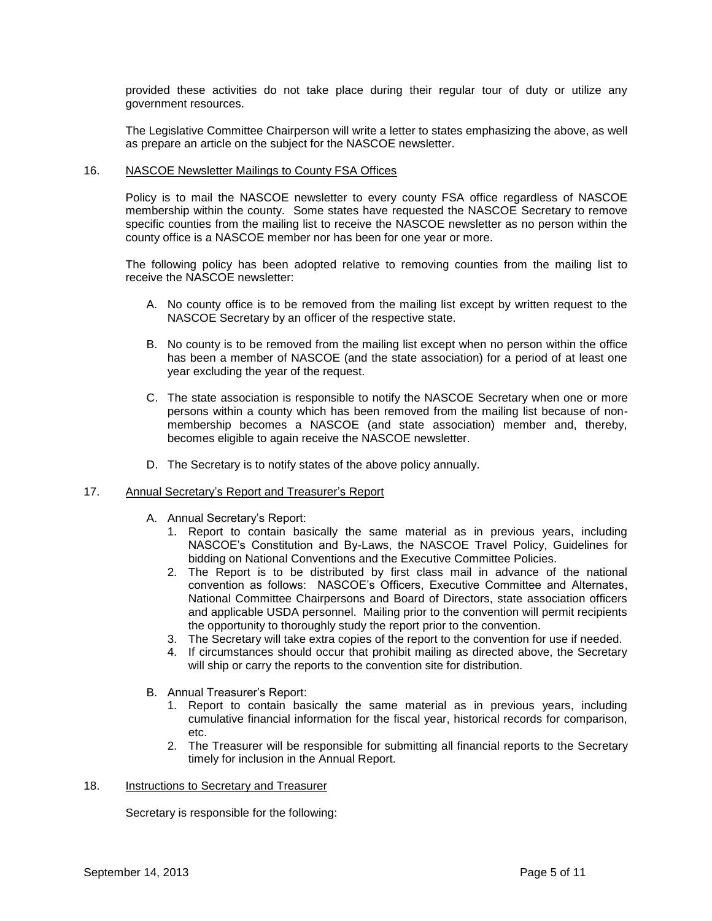provided these activities do not take place during their regular tour of duty or utilize any government resources.

The Legislative Committee Chairperson will write a letter to states emphasizing the above, as well as prepare an article on the subject for the NASCOE newsletter.

16. NASCOE Newsletter Mailings to County FSA Offices

Policy is to mail the NASCOE newsletter to every county FSA office regardless of NASCOE membership within the county. Some states have requested the NASCOE Secretary to remove specific counties from the mailing list to receive the NASCOE newsletter as no person within the county office is a NASCOE member nor has been for one year or more.

The following policy has been adopted relative to removing counties from the mailing list to receive the NASCOE newsletter:

A. No county office is to be removed from the mailing list except by written request to the NASCOE Secretary by an officer of the respective state.

B. No county is to be removed from the mailing list except when no person within the office has been a member of NASCOE (and the state association) for a period of at least one year excluding the year of the request.

C. The state association is responsible to notify the NASCOE Secretary when one or more persons within a county which has been removed from the mailing list because of non-membership becomes a NASCOE (and state association) member and, thereby, becomes eligible to again receive the NASCOE newsletter.

D. The Secretary is to notify states of the above policy annually.

17. Annual Secretary's Report and Treasurer's Report

A. Annual Secretary's Report:
   1. Report to contain basically the same material as in previous years, including NASCOE's Constitution and By-Laws, the NASCOE Travel Policy, Guidelines for bidding on National Conventions and the Executive Committee Policies.
   2. The Report is to be distributed by first class mail in advance of the national convention as follows: NASCOE's Officers, Executive Committee and Alternates, National Committee Chairpersons and Board of Directors, state association officers and applicable USDA personnel. Mailing prior to the convention will permit recipients the opportunity to thoroughly study the report prior to the convention.
   3. The Secretary will take extra copies of the report to the convention for use if needed.
   4. If circumstances should occur that prohibit mailing as directed above, the Secretary will ship or carry the reports to the convention site for distribution.

B. Annual Treasurer's Report:
   1. Report to contain basically the same material as in previous years, including cumulative financial information for the fiscal year, historical records for comparison, etc.
   2. The Treasurer will be responsible for submitting all financial reports to the Secretary timely for inclusion in the Annual Report.

18. Instructions to Secretary and Treasurer

Secretary is responsible for the following: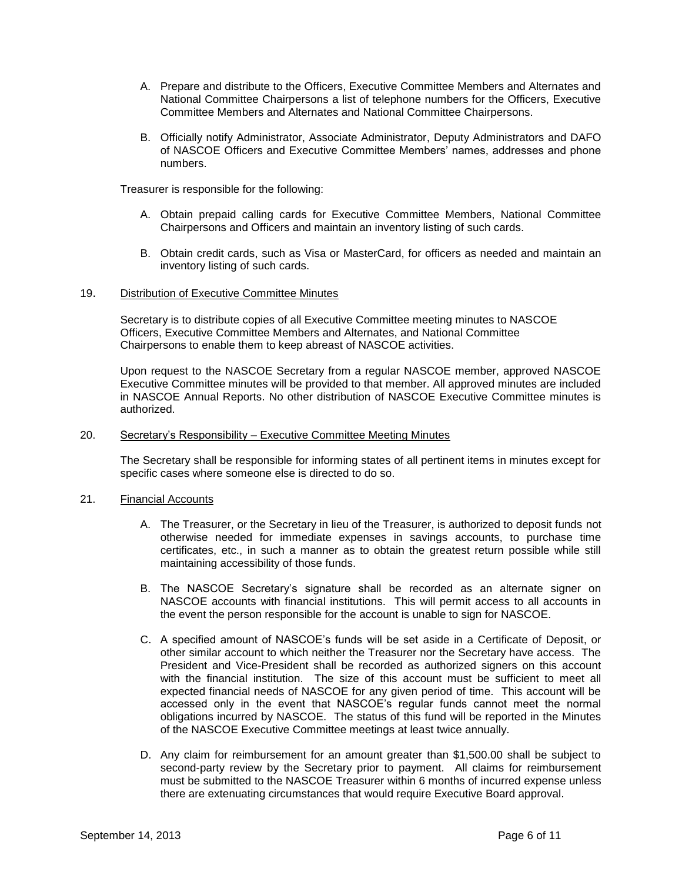A. Prepare and distribute to the Officers, Executive Committee Members and Alternates and National Committee Chairpersons a list of telephone numbers for the Officers, Executive Committee Members and Alternates and National Committee Chairpersons.

B. Officially notify Administrator, Associate Administrator, Deputy Administrators and DAFO of NASCOE Officers and Executive Committee Members' names, addresses and phone numbers.

Treasurer is responsible for the following:

A. Obtain prepaid calling cards for Executive Committee Members, National Committee Chairpersons and Officers and maintain an inventory listing of such cards.

B. Obtain credit cards, such as Visa or MasterCard, for officers as needed and maintain an inventory listing of such cards.

19. <u>Distribution of Executive Committee Minutes</u>

Secretary is to distribute copies of all Executive Committee meeting minutes to NASCOE Officers, Executive Committee Members and Alternates, and National Committee Chairpersons to enable them to keep abreast of NASCOE activities.

Upon request to the NASCOE Secretary from a regular NASCOE member, approved NASCOE Executive Committee minutes will be provided to that member. All approved minutes are included in NASCOE Annual Reports. No other distribution of NASCOE Executive Committee minutes is authorized.

20. <u>Secretary's Responsibility – Executive Committee Meeting Minutes</u>

The Secretary shall be responsible for informing states of all pertinent items in minutes except for specific cases where someone else is directed to do so.

21. <u>Financial Accounts</u>

A. The Treasurer, or the Secretary in lieu of the Treasurer, is authorized to deposit funds not otherwise needed for immediate expenses in savings accounts, to purchase time certificates, etc., in such a manner as to obtain the greatest return possible while still maintaining accessibility of those funds.

B. The NASCOE Secretary's signature shall be recorded as an alternate signer on NASCOE accounts with financial institutions. This will permit access to all accounts in the event the person responsible for the account is unable to sign for NASCOE.

C. A specified amount of NASCOE's funds will be set aside in a Certificate of Deposit, or other similar account to which neither the Treasurer nor the Secretary have access. The President and Vice-President shall be recorded as authorized signers on this account with the financial institution. The size of this account must be sufficient to meet all expected financial needs of NASCOE for any given period of time. This account will be accessed only in the event that NASCOE's regular funds cannot meet the normal obligations incurred by NASCOE. The status of this fund will be reported in the Minutes of the NASCOE Executive Committee meetings at least twice annually.

D. Any claim for reimbursement for an amount greater than $1,500.00 shall be subject to second-party review by the Secretary prior to payment. All claims for reimbursement must be submitted to the NASCOE Treasurer within 6 months of incurred expense unless there are extenuating circumstances that would require Executive Board approval.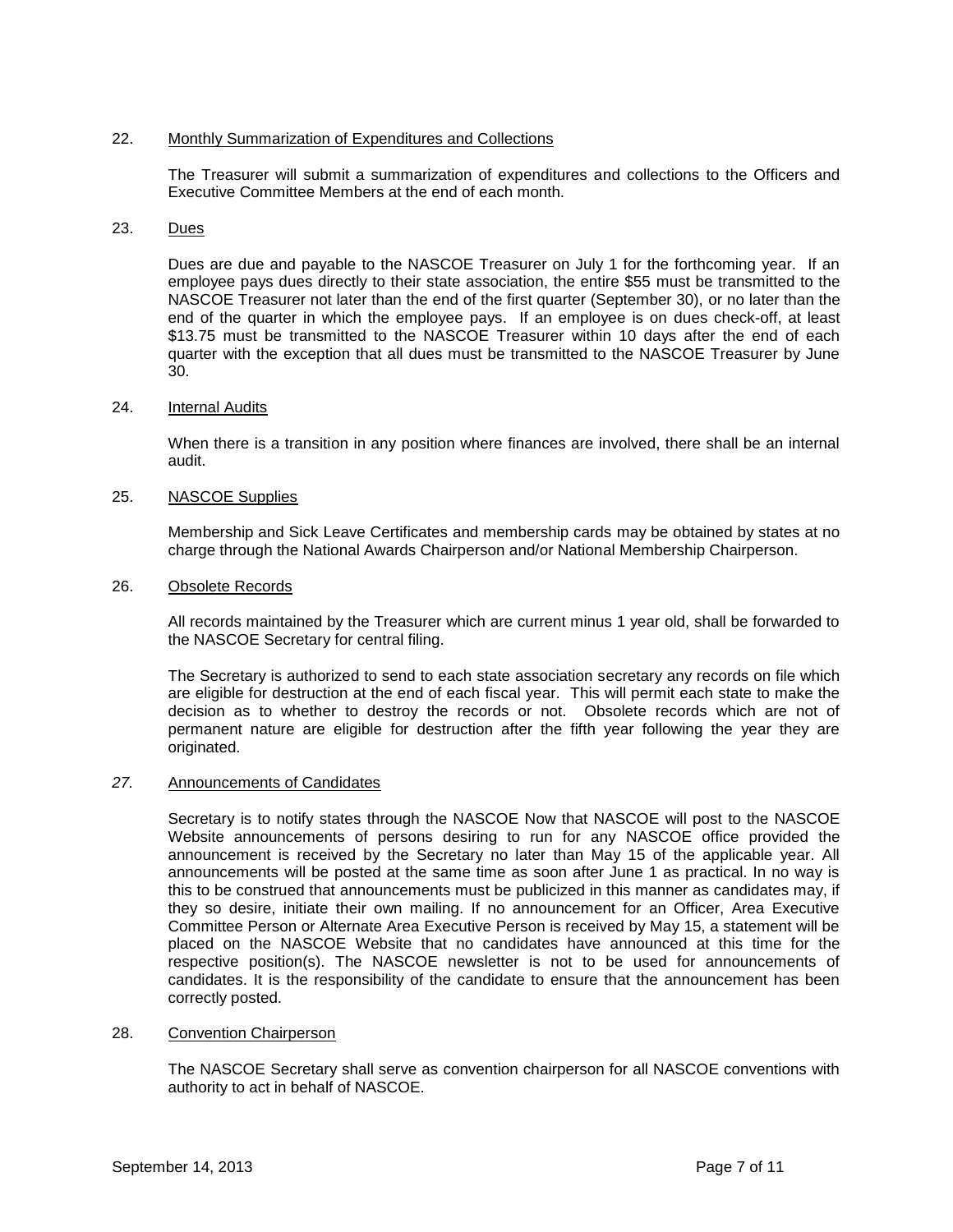22. Monthly Summarization of Expenditures and Collections

The Treasurer will submit a summarization of expenditures and collections to the Officers and Executive Committee Members at the end of each month.

23. Dues

Dues are due and payable to the NASCOE Treasurer on July 1 for the forthcoming year. If an employee pays dues directly to their state association, the entire $55 must be transmitted to the NASCOE Treasurer not later than the end of the first quarter (September 30), or no later than the end of the quarter in which the employee pays. If an employee is on dues check-off, at least $13.75 must be transmitted to the NASCOE Treasurer within 10 days after the end of each quarter with the exception that all dues must be transmitted to the NASCOE Treasurer by June 30.

24. Internal Audits

When there is a transition in any position where finances are involved, there shall be an internal audit.

25. NASCOE Supplies

Membership and Sick Leave Certificates and membership cards may be obtained by states at no charge through the National Awards Chairperson and/or National Membership Chairperson.

26. Obsolete Records

All records maintained by the Treasurer which are current minus 1 year old, shall be forwarded to the NASCOE Secretary for central filing.

The Secretary is authorized to send to each state association secretary any records on file which are eligible for destruction at the end of each fiscal year. This will permit each state to make the decision as to whether to destroy the records or not. Obsolete records which are not of permanent nature are eligible for destruction after the fifth year following the year they are originated.

*27.* Announcements of Candidates

Secretary is to notify states through the NASCOE Now that NASCOE will post to the NASCOE Website announcements of persons desiring to run for any NASCOE office provided the announcement is received by the Secretary no later than May 15 of the applicable year. All announcements will be posted at the same time as soon after June 1 as practical. In no way is this to be construed that announcements must be publicized in this manner as candidates may, if they so desire, initiate their own mailing. If no announcement for an Officer, Area Executive Committee Person or Alternate Area Executive Person is received by May 15, a statement will be placed on the NASCOE Website that no candidates have announced at this time for the respective position(s). The NASCOE newsletter is not to be used for announcements of candidates. It is the responsibility of the candidate to ensure that the announcement has been correctly posted.

28. Convention Chairperson

The NASCOE Secretary shall serve as convention chairperson for all NASCOE conventions with authority to act in behalf of NASCOE.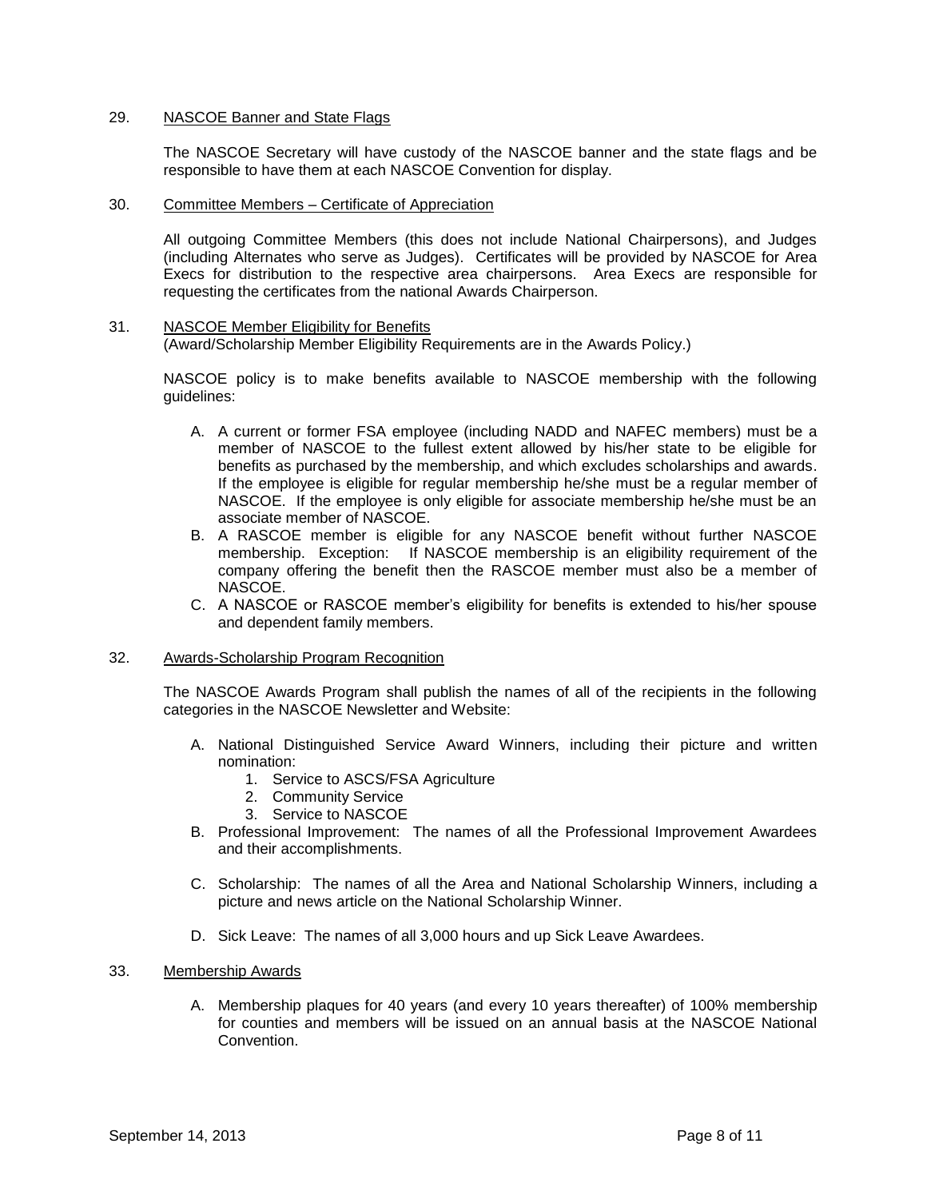29. NASCOE Banner and State Flags

    The NASCOE Secretary will have custody of the NASCOE banner and the state flags and be responsible to have them at each NASCOE Convention for display.

30. Committee Members – Certificate of Appreciation

    All outgoing Committee Members (this does not include National Chairpersons), and Judges (including Alternates who serve as Judges). Certificates will be provided by NASCOE for Area Execs for distribution to the respective area chairpersons. Area Execs are responsible for requesting the certificates from the national Awards Chairperson.

31. NASCOE Member Eligibility for Benefits
    (Award/Scholarship Member Eligibility Requirements are in the Awards Policy.)

    NASCOE policy is to make benefits available to NASCOE membership with the following guidelines:

    A. A current or former FSA employee (including NADD and NAFEC members) must be a member of NASCOE to the fullest extent allowed by his/her state to be eligible for benefits as purchased by the membership, and which excludes scholarships and awards. If the employee is eligible for regular membership he/she must be a regular member of NASCOE. If the employee is only eligible for associate membership he/she must be an associate member of NASCOE.
    B. A RASCOE member is eligible for any NASCOE benefit without further NASCOE membership. Exception: If NASCOE membership is an eligibility requirement of the company offering the benefit then the RASCOE member must also be a member of NASCOE.
    C. A NASCOE or RASCOE member's eligibility for benefits is extended to his/her spouse and dependent family members.

32. Awards-Scholarship Program Recognition

    The NASCOE Awards Program shall publish the names of all of the recipients in the following categories in the NASCOE Newsletter and Website:

    A. National Distinguished Service Award Winners, including their picture and written nomination:
        1. Service to ASCS/FSA Agriculture
        2. Community Service
        3. Service to NASCOE
    B. Professional Improvement: The names of all the Professional Improvement Awardees and their accomplishments.
    C. Scholarship: The names of all the Area and National Scholarship Winners, including a picture and news article on the National Scholarship Winner.
    D. Sick Leave: The names of all 3,000 hours and up Sick Leave Awardees.

33. Membership Awards

    A. Membership plaques for 40 years (and every 10 years thereafter) of 100% membership for counties and members will be issued on an annual basis at the NASCOE National Convention.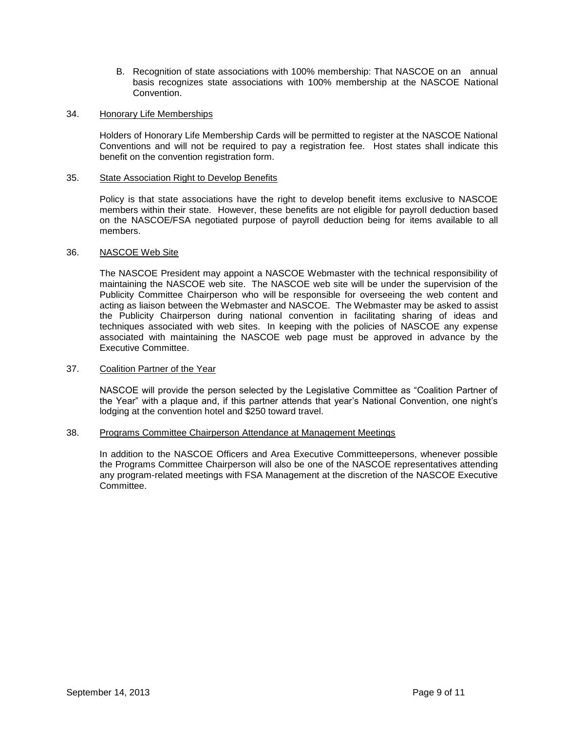B. Recognition of state associations with 100% membership: That NASCOE on an annual basis recognizes state associations with 100% membership at the NASCOE National Convention.

34. Honorary Life Memberships

Holders of Honorary Life Membership Cards will be permitted to register at the NASCOE National Conventions and will not be required to pay a registration fee. Host states shall indicate this benefit on the convention registration form.

35. State Association Right to Develop Benefits

Policy is that state associations have the right to develop benefit items exclusive to NASCOE members within their state. However, these benefits are not eligible for payroll deduction based on the NASCOE/FSA negotiated purpose of payroll deduction being for items available to all members.

36. NASCOE Web Site

The NASCOE President may appoint a NASCOE Webmaster with the technical responsibility of maintaining the NASCOE web site. The NASCOE web site will be under the supervision of the Publicity Committee Chairperson who will be responsible for overseeing the web content and acting as liaison between the Webmaster and NASCOE. The Webmaster may be asked to assist the Publicity Chairperson during national convention in facilitating sharing of ideas and techniques associated with web sites. In keeping with the policies of NASCOE any expense associated with maintaining the NASCOE web page must be approved in advance by the Executive Committee.

37. Coalition Partner of the Year

NASCOE will provide the person selected by the Legislative Committee as "Coalition Partner of the Year" with a plaque and, if this partner attends that year's National Convention, one night's lodging at the convention hotel and $250 toward travel.

38. Programs Committee Chairperson Attendance at Management Meetings

In addition to the NASCOE Officers and Area Executive Committeepersons, whenever possible the Programs Committee Chairperson will also be one of the NASCOE representatives attending any program-related meetings with FSA Management at the discretion of the NASCOE Executive Committee.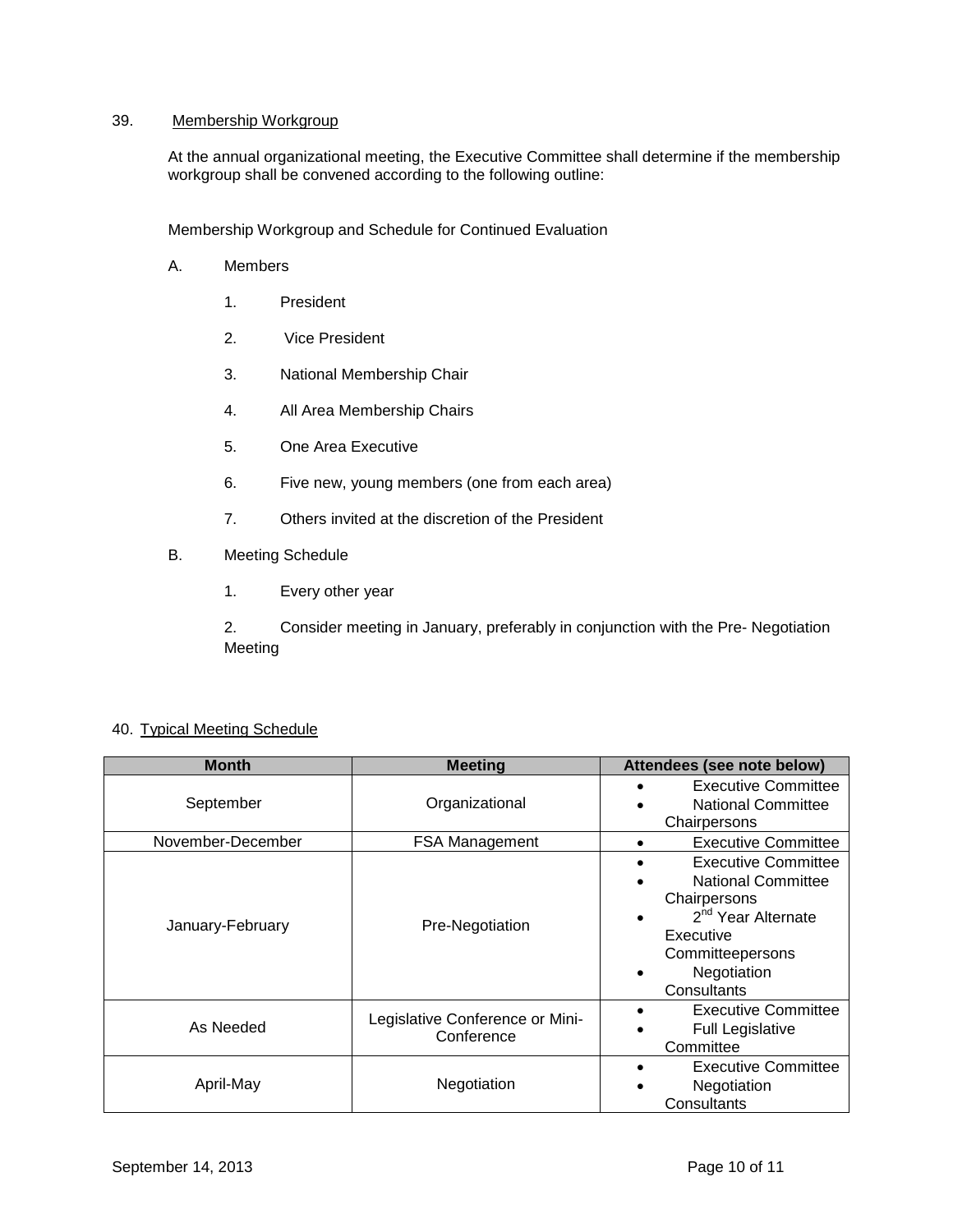39. Membership Workgroup

At the annual organizational meeting, the Executive Committee shall determine if the membership workgroup shall be convened according to the following outline:

Membership Workgroup and Schedule for Continued Evaluation

A. Members

1. President
2. Vice President
3. National Membership Chair
4. All Area Membership Chairs
5. One Area Executive
6. Five new, young members (one from each area)
7. Others invited at the discretion of the President

B. Meeting Schedule

1. Every other year
2. Consider meeting in January, preferably in conjunction with the Pre- Negotiation Meeting

40. Typical Meeting Schedule

| Month | Meeting | Attendees (see note below) |
|---|---|---|
| September | Organizational | • Executive Committee<br>• National Committee Chairpersons |
| November-December | FSA Management | • Executive Committee |
| January-February | Pre-Negotiation | • Executive Committee<br>• National Committee Chairpersons<br>• 2nd Year Alternate Executive Committeepersons<br>• Negotiation Consultants |
| As Needed | Legislative Conference or Mini-Conference | • Executive Committee<br>• Full Legislative Committee |
| April-May | Negotiation | • Executive Committee<br>• Negotiation Consultants |

September 14, 2013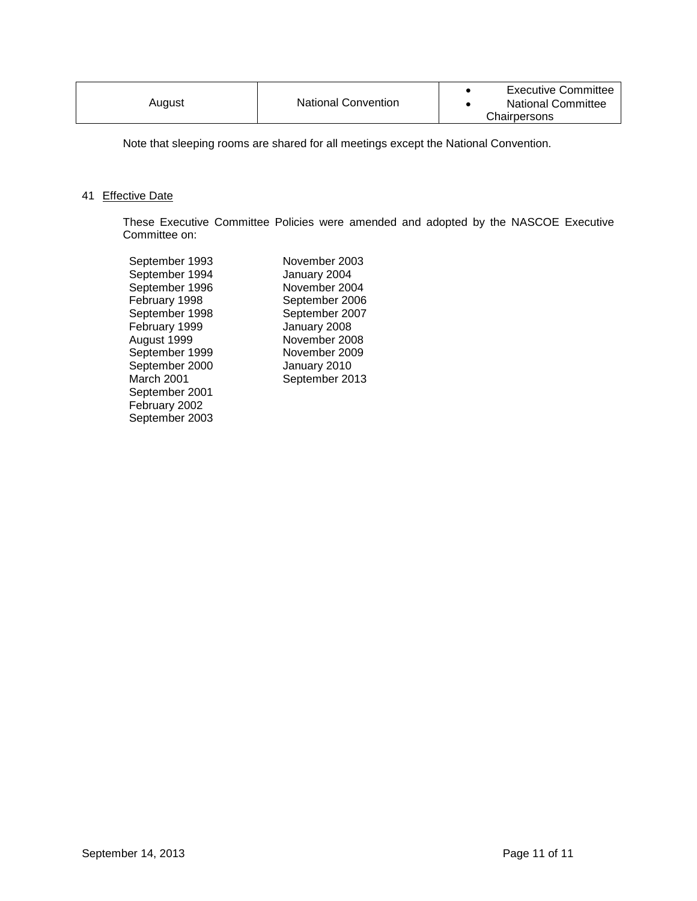| | | |
|---|---|---|
| August | National Convention | • Executive Committee<br>• National Committee Chairpersons |

Note that sleeping rooms are shared for all meetings except the National Convention.

41 Effective Date

These Executive Committee Policies were amended and adopted by the NASCOE Executive Committee on:

September 1993
September 1994
September 1996
February 1998
September 1998
February 1999
August 1999
September 1999
September 2000
March 2001
September 2001
February 2002
September 2003
November 2003
January 2004
November 2004
September 2006
September 2007
January 2008
November 2008
November 2009
January 2010
September 2013